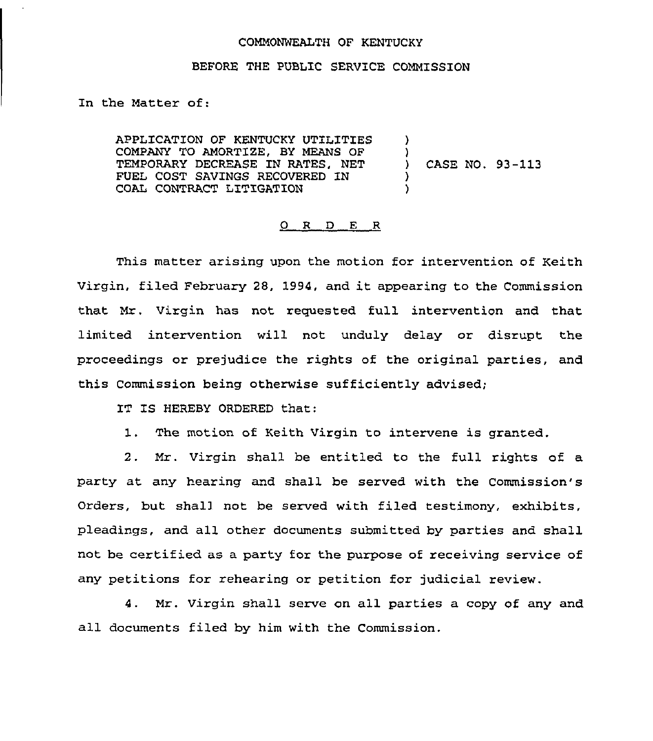COMMONWEALTH OF KENTUCKY

BEFORE THE PUBLIC SERVICE COMMISSION

In the Matter of:

| | | |
|---|---|---|
| APPLICATION OF KENTUCKY UTILITIES COMPANY TO AMORTIZE, BY MEANS OF TEMPORARY DECREASE IN RATES, NET FUEL COST SAVINGS RECOVERED IN COAL CONTRACT LITIGATION | ) ) ) ) ) | CASE NO. 93-113 |

## O R D E R

This matter arising upon the motion for intervention of Keith Virgin, filed February 28, 1994, and it appearing to the Commission that Mr. Virgin has not requested full intervention and that limited intervention will not unduly delay or disrupt the proceedings or prejudice the rights of the original parties, and this Commission being otherwise sufficiently advised;

IT IS HEREBY ORDERED that:

1. The motion of Keith Virgin to intervene is granted.

2. Mr. Virgin shall be entitled to the full rights of a party at any hearing and shall be served with the Commission's Orders, but shall not be served with filed testimony, exhibits, pleadings, and all other documents submitted by parties and shall not be certified as a party for the purpose of receiving service of any petitions for rehearing or petition for judicial review.

4. Mr. Virgin shall serve on all parties a copy of any and all documents filed by him with the Commission.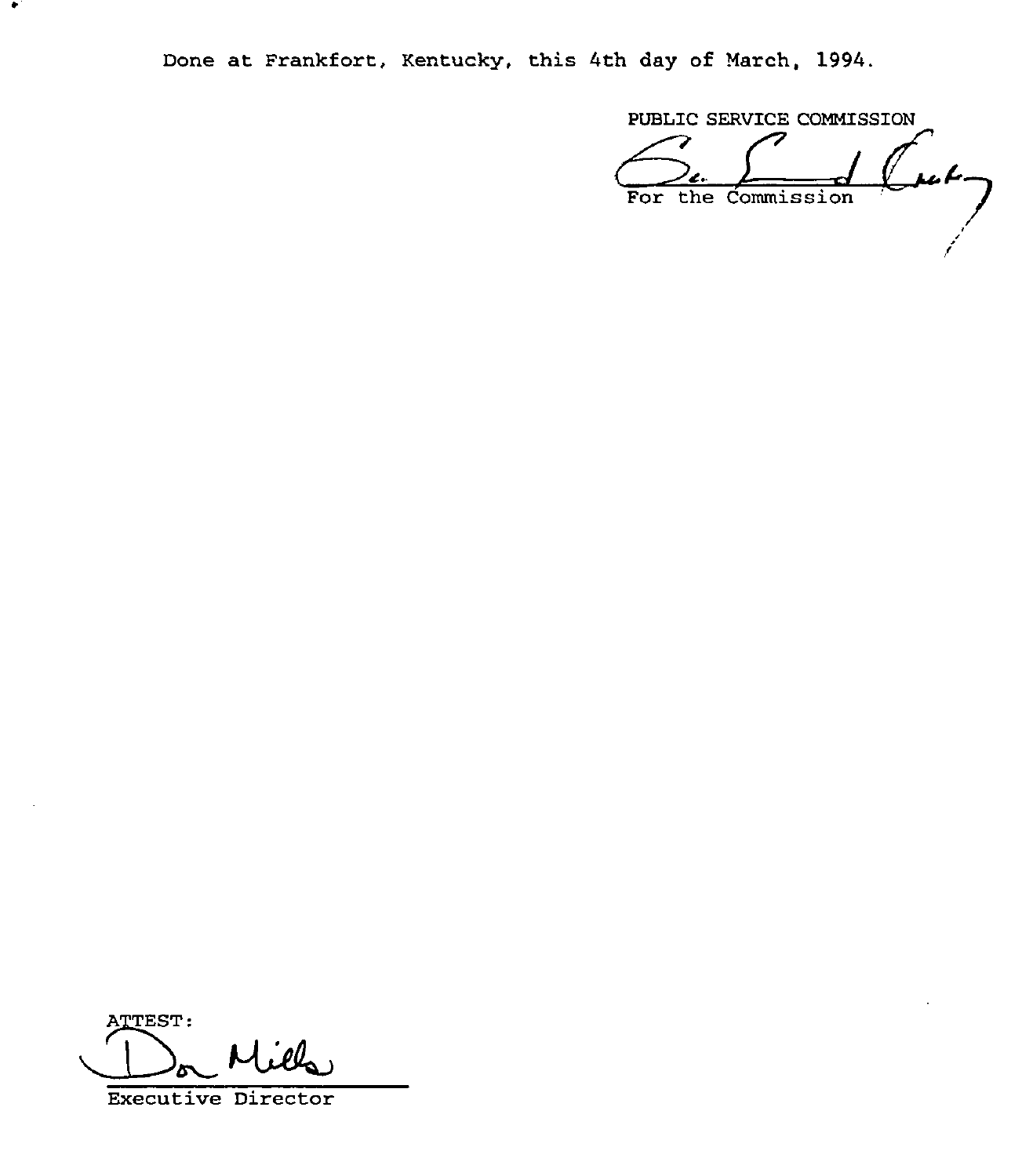Done at Frankfort, Kentucky, this 4th day of March, 1994.

PUBLIC SERVICE COMMISSION

For the Commission

ATTEST:

Executive Director